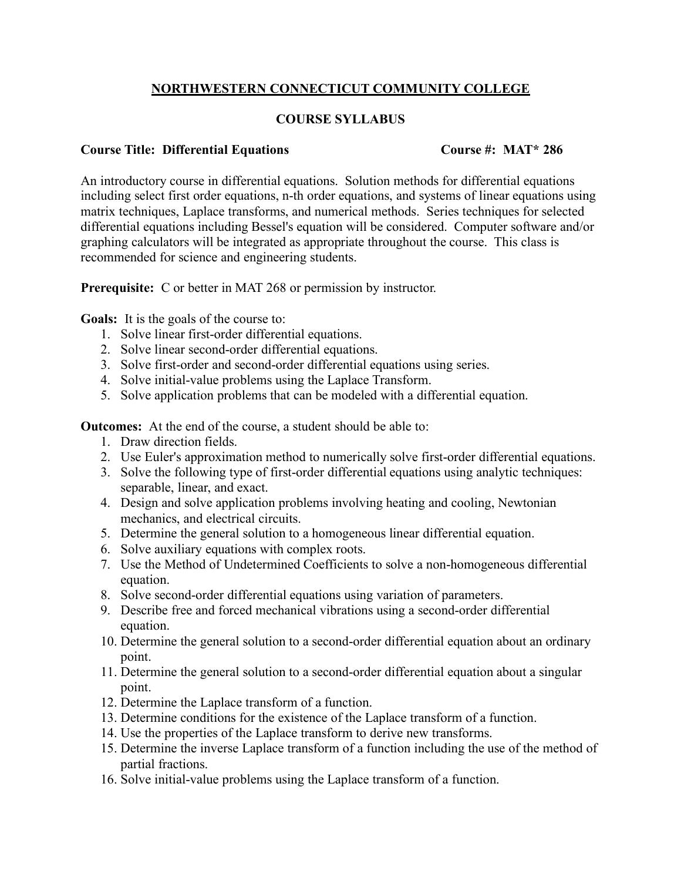# NORTHWESTERN CONNECTICUT COMMUNITY COLLEGE

## COURSE SYLLABUS

**Course Title: Differential Equations** **Course #: MAT* 286**

An introductory course in differential equations. Solution methods for differential equations including select first order equations, n-th order equations, and systems of linear equations using matrix techniques, Laplace transforms, and numerical methods. Series techniques for selected differential equations including Bessel's equation will be considered. Computer software and/or graphing calculators will be integrated as appropriate throughout the course. This class is recommended for science and engineering students.

**Prerequisite:** C or better in MAT 268 or permission by instructor.

**Goals:** It is the goals of the course to:

1. Solve linear first-order differential equations.
2. Solve linear second-order differential equations.
3. Solve first-order and second-order differential equations using series.
4. Solve initial-value problems using the Laplace Transform.
5. Solve application problems that can be modeled with a differential equation.

**Outcomes:** At the end of the course, a student should be able to:

1. Draw direction fields.
2. Use Euler's approximation method to numerically solve first-order differential equations.
3. Solve the following type of first-order differential equations using analytic techniques: separable, linear, and exact.
4. Design and solve application problems involving heating and cooling, Newtonian mechanics, and electrical circuits.
5. Determine the general solution to a homogeneous linear differential equation.
6. Solve auxiliary equations with complex roots.
7. Use the Method of Undetermined Coefficients to solve a non-homogeneous differential equation.
8. Solve second-order differential equations using variation of parameters.
9. Describe free and forced mechanical vibrations using a second-order differential equation.
10. Determine the general solution to a second-order differential equation about an ordinary point.
11. Determine the general solution to a second-order differential equation about a singular point.
12. Determine the Laplace transform of a function.
13. Determine conditions for the existence of the Laplace transform of a function.
14. Use the properties of the Laplace transform to derive new transforms.
15. Determine the inverse Laplace transform of a function including the use of the method of partial fractions.
16. Solve initial-value problems using the Laplace transform of a function.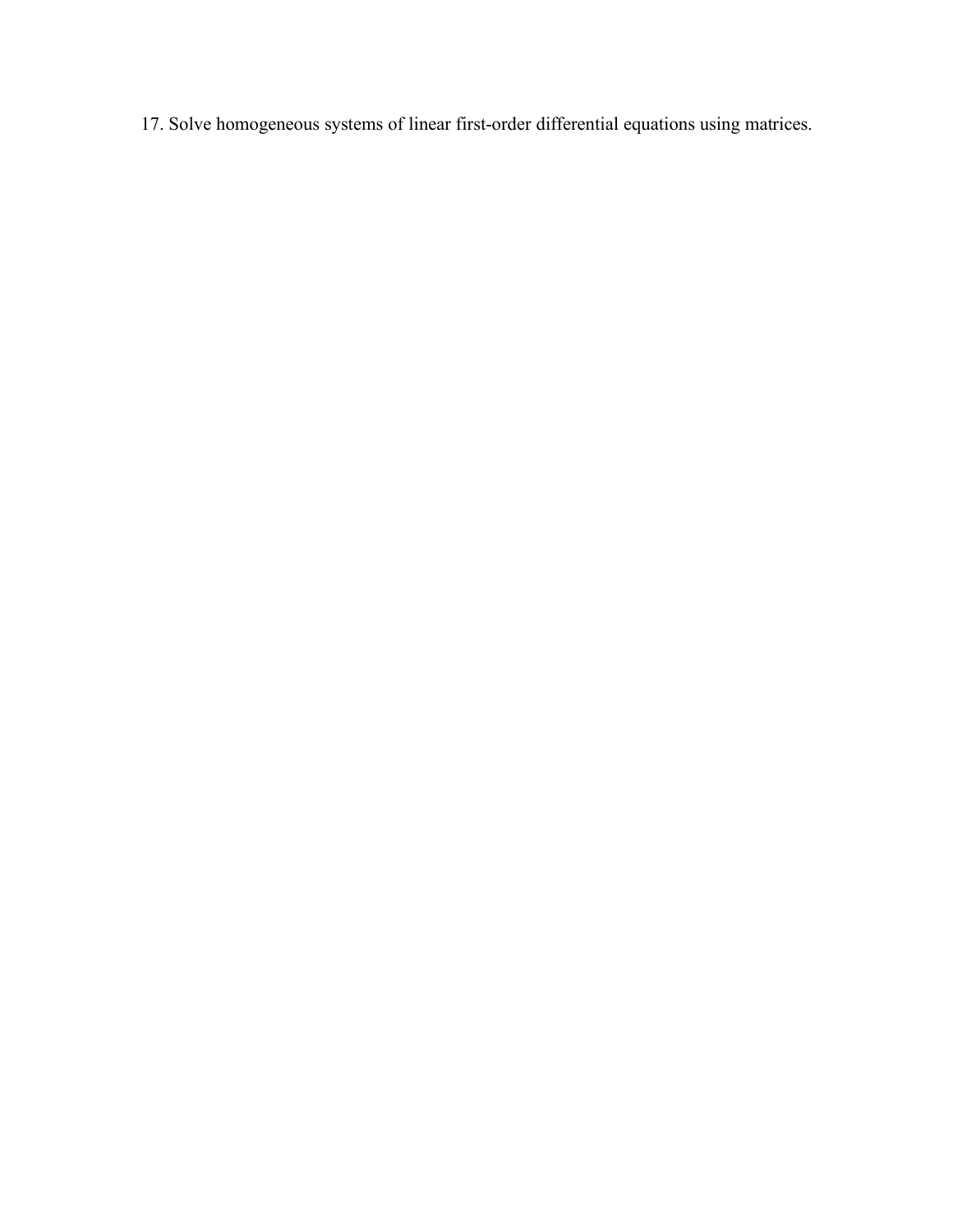17. Solve homogeneous systems of linear first-order differential equations using matrices.